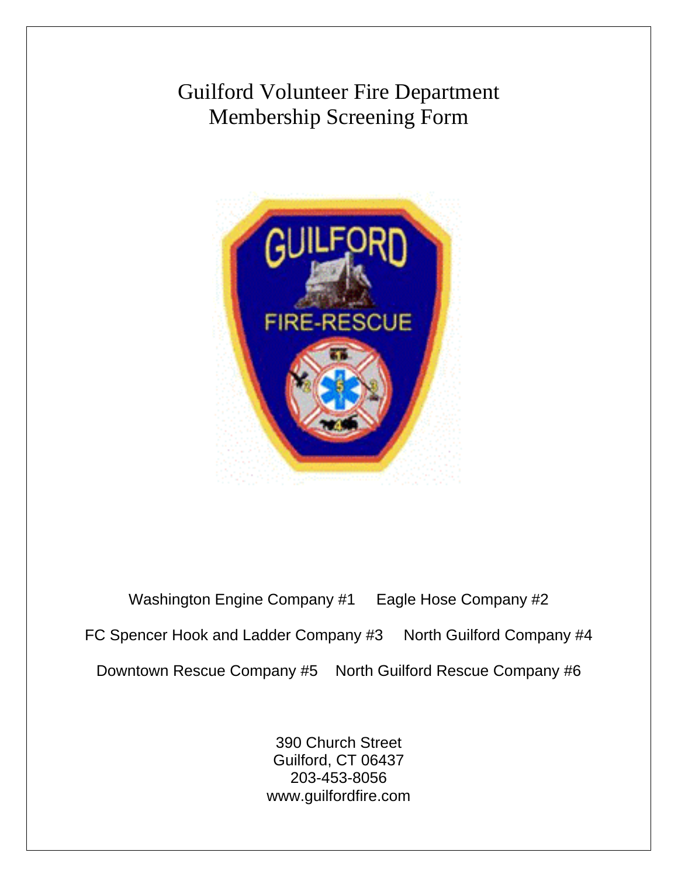# Guilford Volunteer Fire Department
# Membership Screening Form

Washington Engine Company #1 Eagle Hose Company #2

FC Spencer Hook and Ladder Company #3 North Guilford Company #4

Downtown Rescue Company #5 North Guilford Rescue Company #6

390 Church Street
Guilford, CT 06437
203-453-8056
www.guilfordfire.com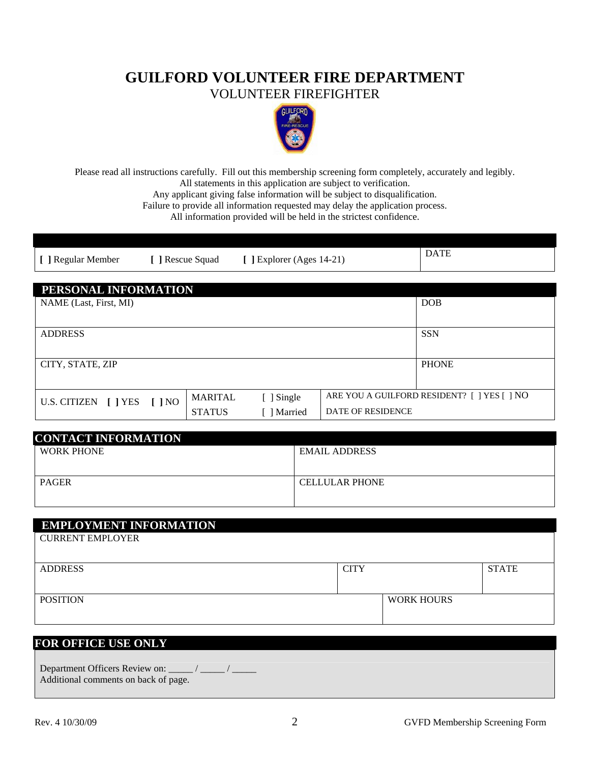# GUILFORD VOLUNTEER FIRE DEPARTMENT

## VOLUNTEER FIREFIGHTER

Please read all instructions carefully. Fill out this membership screening form completely, accurately and legibly.
All statements in this application are subject to verification.
Any applicant giving false information will be subject to disqualification.
Failure to provide all information requested may delay the application process.
All information provided will be held in the strictest confidence.

| [ ] Regular Member | [ ] Rescue Squad | [ ] Explorer (Ages 14-21) | DATE |
|---|---|---|---|

## PERSONAL INFORMATION

| NAME (Last, First, MI) | | | | DOB |
|---|---|---|---|---|
| ADDRESS | | | | SSN |
| CITY, STATE, ZIP | | | | PHONE |
| U.S. CITIZEN [ ] YES [ ] NO | MARITAL STATUS | [ ] Single [ ] Married | ARE YOU A GUILFORD RESIDENT? [ ] YES [ ] NO DATE OF RESIDENCE | |

## CONTACT INFORMATION

| WORK PHONE | EMAIL ADDRESS |
|---|---|
| PAGER | CELLULAR PHONE |

## EMPLOYMENT INFORMATION

| CURRENT EMPLOYER | | |
|---|---|---|
| ADDRESS | CITY | STATE |
| POSITION | WORK HOURS | |

## FOR OFFICE USE ONLY

Department Officers Review on: _____ / _____ / _____
Additional comments on back of page.

Rev. 4 10/30/09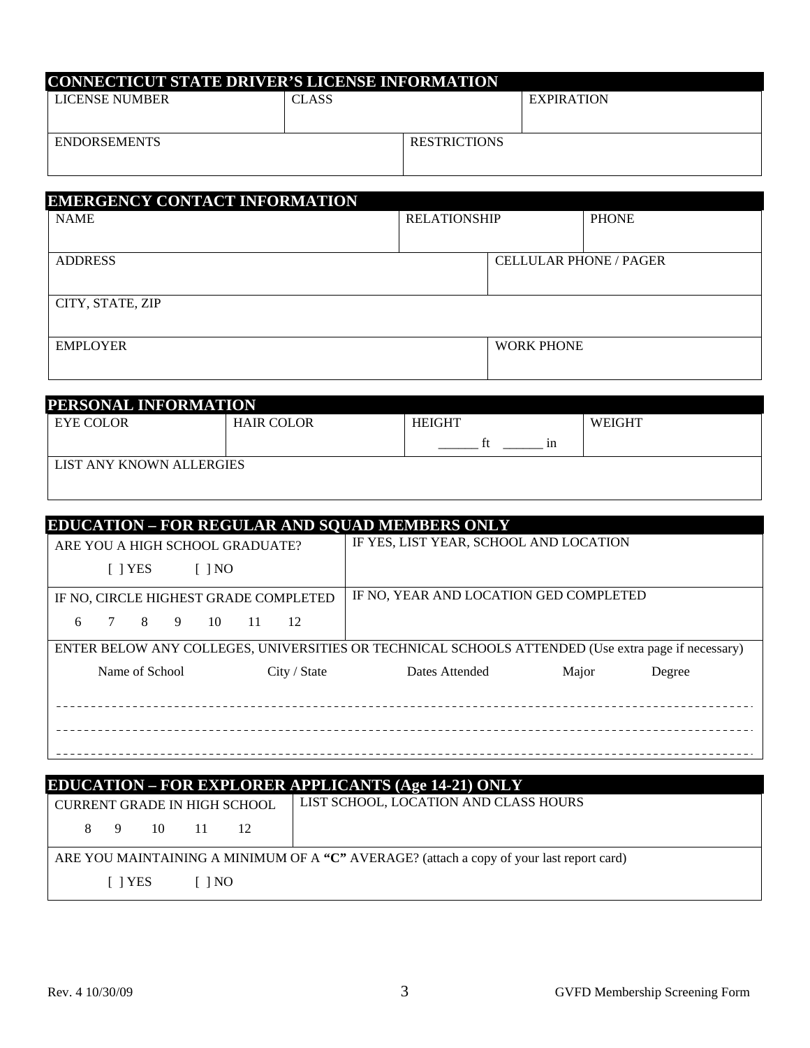## CONNECTICUT STATE DRIVER'S LICENSE INFORMATION

| LICENSE NUMBER | CLASS | EXPIRATION |
|---|---|---|
| | | |

| ENDORSEMENTS | RESTRICTIONS |
|---|---|
| | |

## EMERGENCY CONTACT INFORMATION

| NAME | RELATIONSHIP | PHONE |
|---|---|---|
| | | |

| ADDRESS | CELLULAR PHONE / PAGER |
|---|---|
| | |

| CITY, STATE, ZIP |
|---|
| |

| EMPLOYER | WORK PHONE |
|---|---|
| | |

## PERSONAL INFORMATION

| EYE COLOR | HAIR COLOR | HEIGHT | WEIGHT |
|---|---|---|---|
| | | ______ ft ______ in | |

| LIST ANY KNOWN ALLERGIES |
|---|
| |

## EDUCATION – FOR REGULAR AND SQUAD MEMBERS ONLY

| ARE YOU A HIGH SCHOOL GRADUATE? | IF YES, LIST YEAR, SCHOOL AND LOCATION |
|---|---|
| [ ] YES [ ] NO | |
| **IF NO, CIRCLE HIGHEST GRADE COMPLETED** | **IF NO, YEAR AND LOCATION GED COMPLETED** |
| 6 7 8 9 10 11 12 | |

ENTER BELOW ANY COLLEGES, UNIVERSITIES OR TECHNICAL SCHOOLS ATTENDED (Use extra page if necessary)

| Name of School | City / State | Dates Attended | Major | Degree |
|---|---|---|---|---|
| | | | | |
| | | | | |
| | | | | |

## EDUCATION – FOR EXPLORER APPLICANTS (Age 14-21) ONLY

| CURRENT GRADE IN HIGH SCHOOL | LIST SCHOOL, LOCATION AND CLASS HOURS |
|---|---|
| 8 9 10 11 12 | |

ARE YOU MAINTAINING A MINIMUM OF A **"C"** AVERAGE? (attach a copy of your last report card)

[ ] YES [ ] NO

Rev. 4 10/30/09 GVFD Membership Screening Form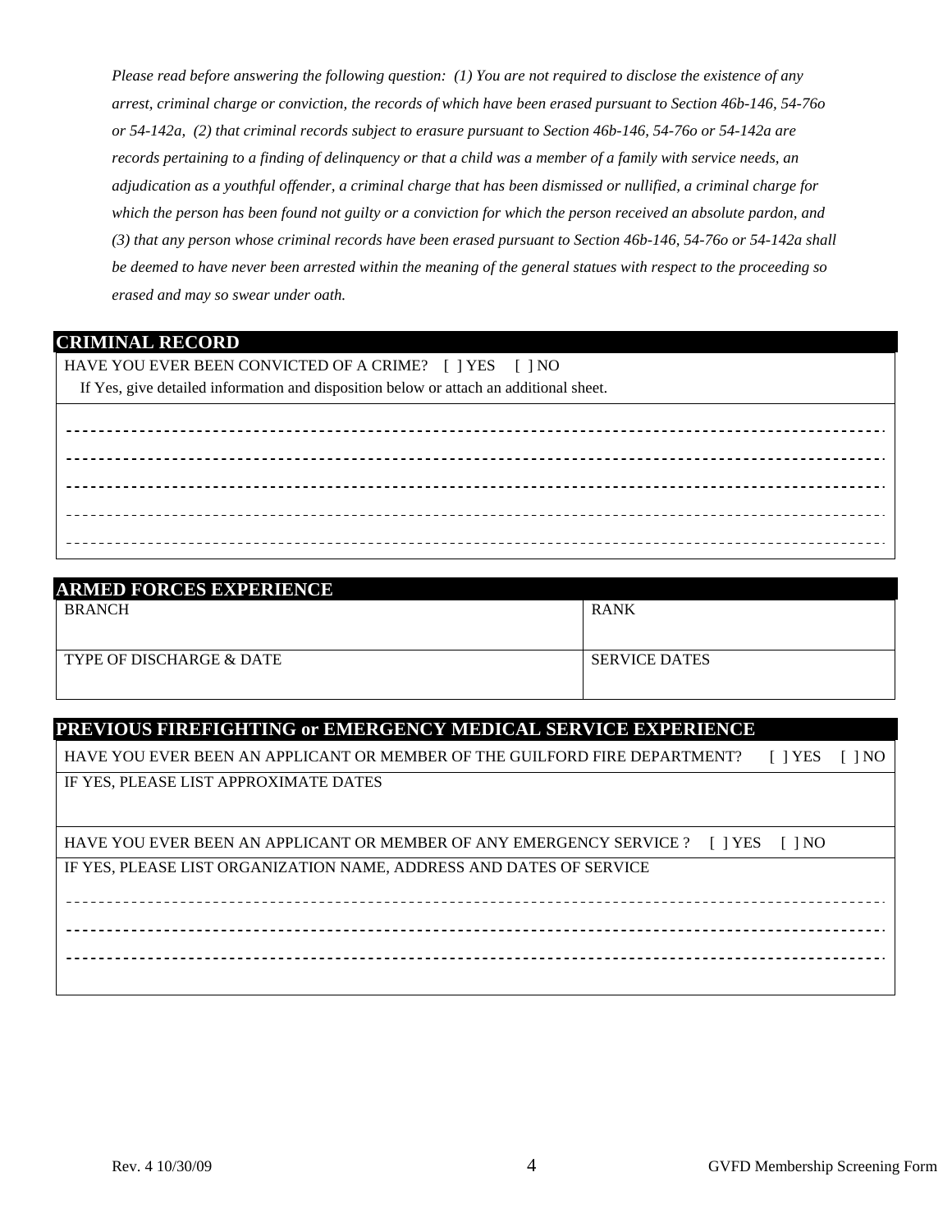*Please read before answering the following question: (1) You are not required to disclose the existence of any arrest, criminal charge or conviction, the records of which have been erased pursuant to Section 46b-146, 54-76o or 54-142a, (2) that criminal records subject to erasure pursuant to Section 46b-146, 54-76o or 54-142a are records pertaining to a finding of delinquency or that a child was a member of a family with service needs, an adjudication as a youthful offender, a criminal charge that has been dismissed or nullified, a criminal charge for which the person has been found not guilty or a conviction for which the person received an absolute pardon, and (3) that any person whose criminal records have been erased pursuant to Section 46b-146, 54-76o or 54-142a shall be deemed to have never been arrested within the meaning of the general statues with respect to the proceeding so erased and may so swear under oath.*

## CRIMINAL RECORD

HAVE YOU EVER BEEN CONVICTED OF A CRIME? [ ] YES [ ] NO

If Yes, give detailed information and disposition below or attach an additional sheet.

## ARMED FORCES EXPERIENCE

| BRANCH | RANK |
|---|---|
| TYPE OF DISCHARGE & DATE | SERVICE DATES |

## PREVIOUS FIREFIGHTING or EMERGENCY MEDICAL SERVICE EXPERIENCE

HAVE YOU EVER BEEN AN APPLICANT OR MEMBER OF THE GUILFORD FIRE DEPARTMENT? [ ] YES [ ] NO

IF YES, PLEASE LIST APPROXIMATE DATES

HAVE YOU EVER BEEN AN APPLICANT OR MEMBER OF ANY EMERGENCY SERVICE ? [ ] YES [ ] NO

IF YES, PLEASE LIST ORGANIZATION NAME, ADDRESS AND DATES OF SERVICE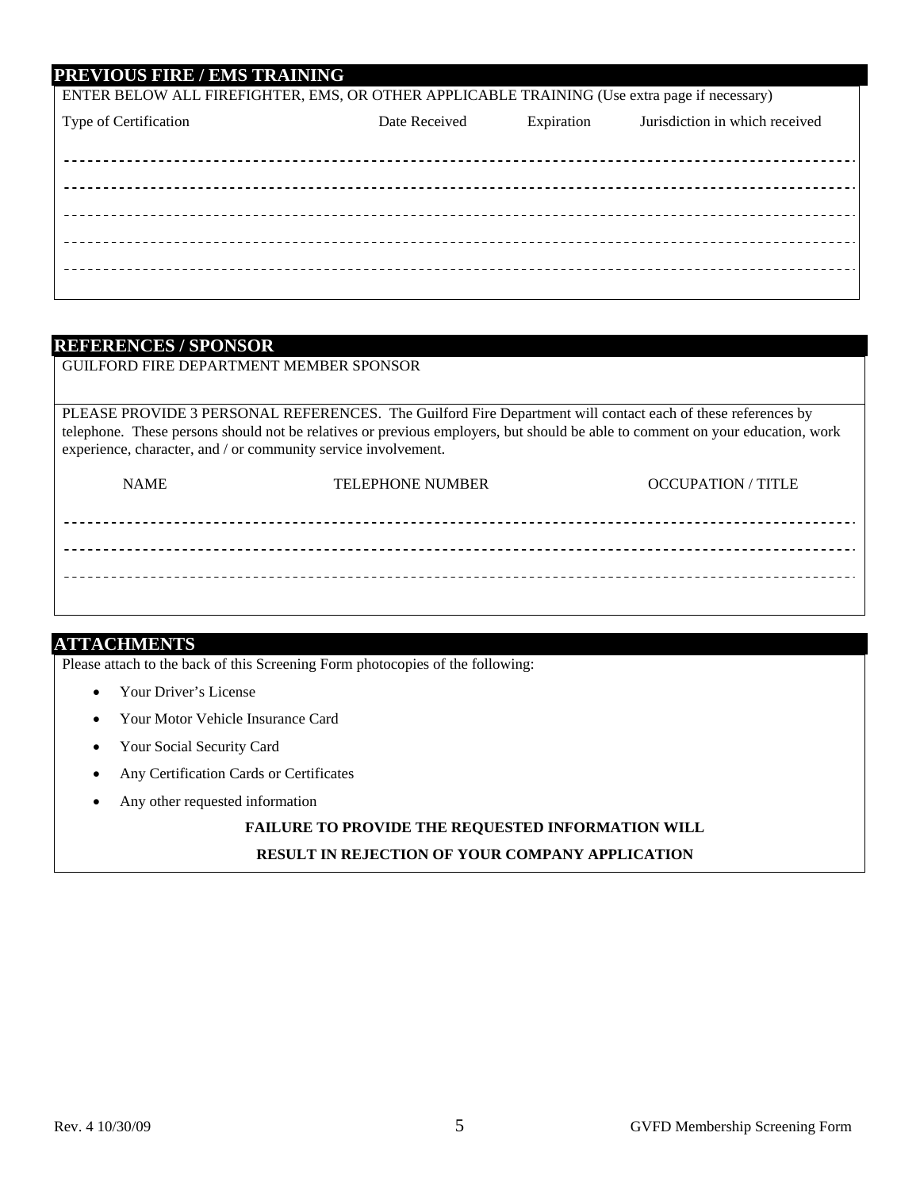## PREVIOUS FIRE / EMS TRAINING

ENTER BELOW ALL FIREFIGHTER, EMS, OR OTHER APPLICABLE TRAINING (Use extra page if necessary)

| Type of Certification | Date Received | Expiration | Jurisdiction in which received |
|---|---|---|---|
| | | | |
| | | | |
| | | | |
| | | | |
| | | | |

## REFERENCES / SPONSOR

GUILFORD FIRE DEPARTMENT MEMBER SPONSOR

PLEASE PROVIDE 3 PERSONAL REFERENCES. The Guilford Fire Department will contact each of these references by telephone. These persons should not be relatives or previous employers, but should be able to comment on your education, work experience, character, and / or community service involvement.

| NAME | TELEPHONE NUMBER | OCCUPATION / TITLE |
|---|---|---|
| | | |
| | | |
| | | |

## ATTACHMENTS

Please attach to the back of this Screening Form photocopies of the following:

- Your Driver's License
- Your Motor Vehicle Insurance Card
- Your Social Security Card
- Any Certification Cards or Certificates
- Any other requested information

**FAILURE TO PROVIDE THE REQUESTED INFORMATION WILL RESULT IN REJECTION OF YOUR COMPANY APPLICATION**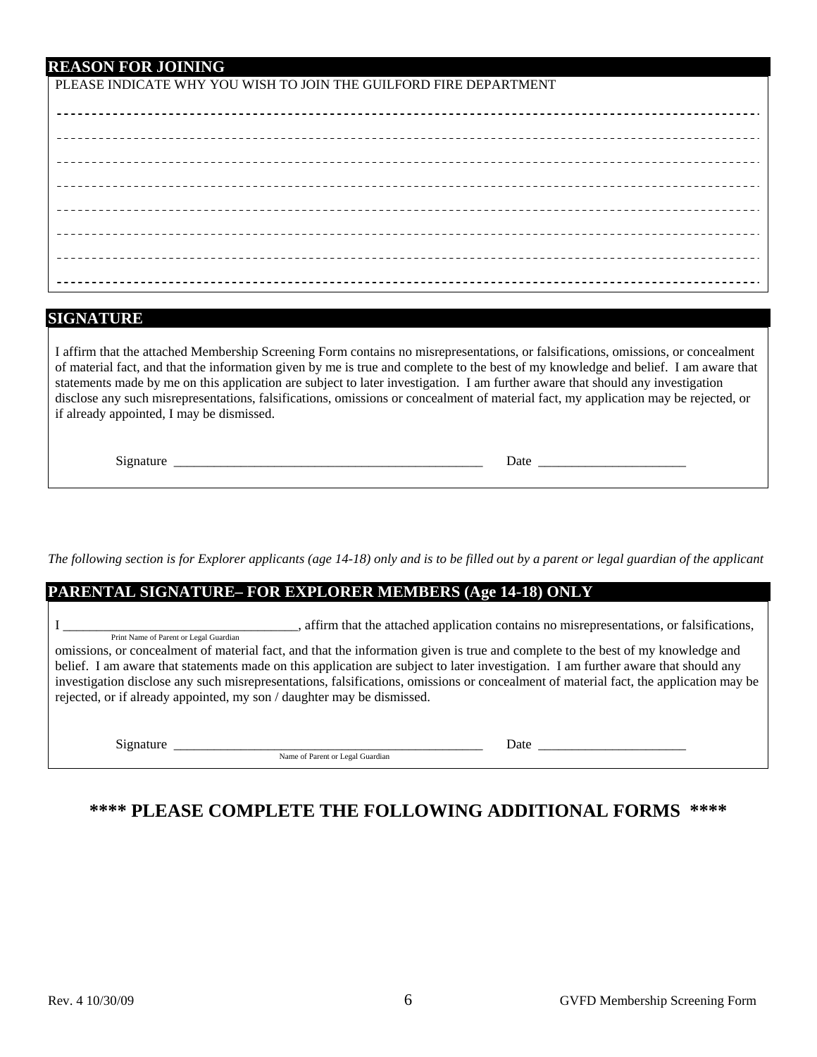## REASON FOR JOINING

PLEASE INDICATE WHY YOU WISH TO JOIN THE GUILFORD FIRE DEPARTMENT

-----------------------------------------------------------------------------------------------------------

-----------------------------------------------------------------------------------------------------------

-----------------------------------------------------------------------------------------------------------

-----------------------------------------------------------------------------------------------------------

-----------------------------------------------------------------------------------------------------------

-----------------------------------------------------------------------------------------------------------

-----------------------------------------------------------------------------------------------------------

-----------------------------------------------------------------------------------------------------------

## SIGNATURE

I affirm that the attached Membership Screening Form contains no misrepresentations, or falsifications, omissions, or concealment of material fact, and that the information given by me is true and complete to the best of my knowledge and belief. I am aware that statements made by me on this application are subject to later investigation. I am further aware that should any investigation disclose any such misrepresentations, falsifications, omissions or concealment of material fact, my application may be rejected, or if already appointed, I may be dismissed.

Signature ________________________________________________ Date ______________________

*The following section is for Explorer applicants (age 14-18) only and is to be filled out by a parent or legal guardian of the applicant*

## PARENTAL SIGNATURE– FOR EXPLORER MEMBERS (Age 14-18) ONLY

I ____________________________________, affirm that the attached application contains no misrepresentations, or falsifications,
Print Name of Parent or Legal Guardian

omissions, or concealment of material fact, and that the information given is true and complete to the best of my knowledge and belief. I am aware that statements made on this application are subject to later investigation. I am further aware that should any investigation disclose any such misrepresentations, falsifications, omissions or concealment of material fact, the application may be rejected, or if already appointed, my son / daughter may be dismissed.

Signature ________________________________________________ Date ______________________
Name of Parent or Legal Guardian

## **** PLEASE COMPLETE THE FOLLOWING ADDITIONAL FORMS ****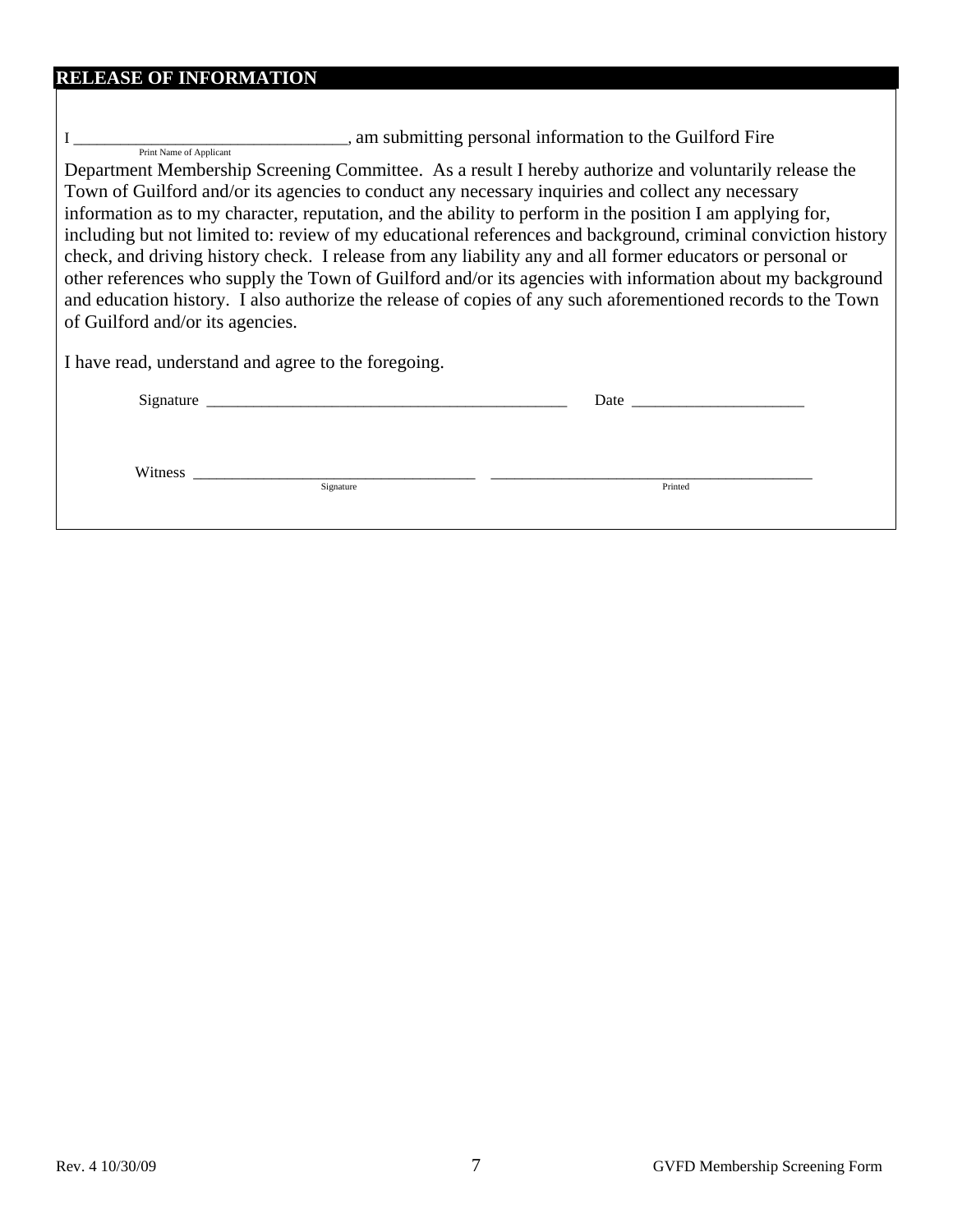## RELEASE OF INFORMATION

I ________________________________, am submitting personal information to the Guilford Fire
Print Name of Applicant

Department Membership Screening Committee. As a result I hereby authorize and voluntarily release the Town of Guilford and/or its agencies to conduct any necessary inquiries and collect any necessary information as to my character, reputation, and the ability to perform in the position I am applying for, including but not limited to: review of my educational references and background, criminal conviction history check, and driving history check. I release from any liability any and all former educators or personal or other references who supply the Town of Guilford and/or its agencies with information about my background and education history. I also authorize the release of copies of any such aforementioned records to the Town of Guilford and/or its agencies.

I have read, understand and agree to the foregoing.

Signature _______________________________________________ Date ______________________

Witness ____________________________________ __________________________________________
Signature Printed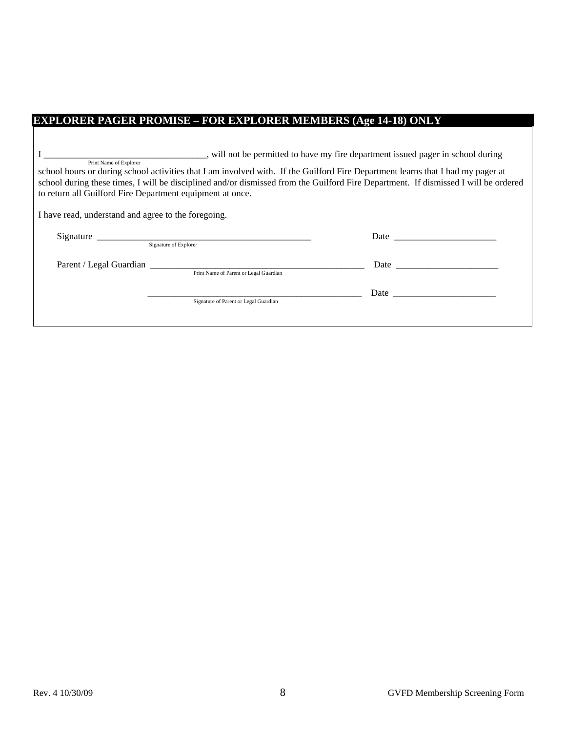## EXPLORER PAGER PROMISE – FOR EXPLORER MEMBERS (Age 14-18) ONLY

I ___________________________________, will not be permitted to have my fire department issued pager in school during
Print Name of Explorer
school hours or during school activities that I am involved with. If the Guilford Fire Department learns that I had my pager at school during these times, I will be disciplined and/or dismissed from the Guilford Fire Department. If dismissed I will be ordered to return all Guilford Fire Department equipment at once.

I have read, understand and agree to the foregoing.

Signature _______________________________________________ Date ______________________
Signature of Explorer

Parent / Legal Guardian _______________________________________________ Date ______________________
Print Name of Parent or Legal Guardian

_______________________________________________ Date ______________________
Signature of Parent or Legal Guardian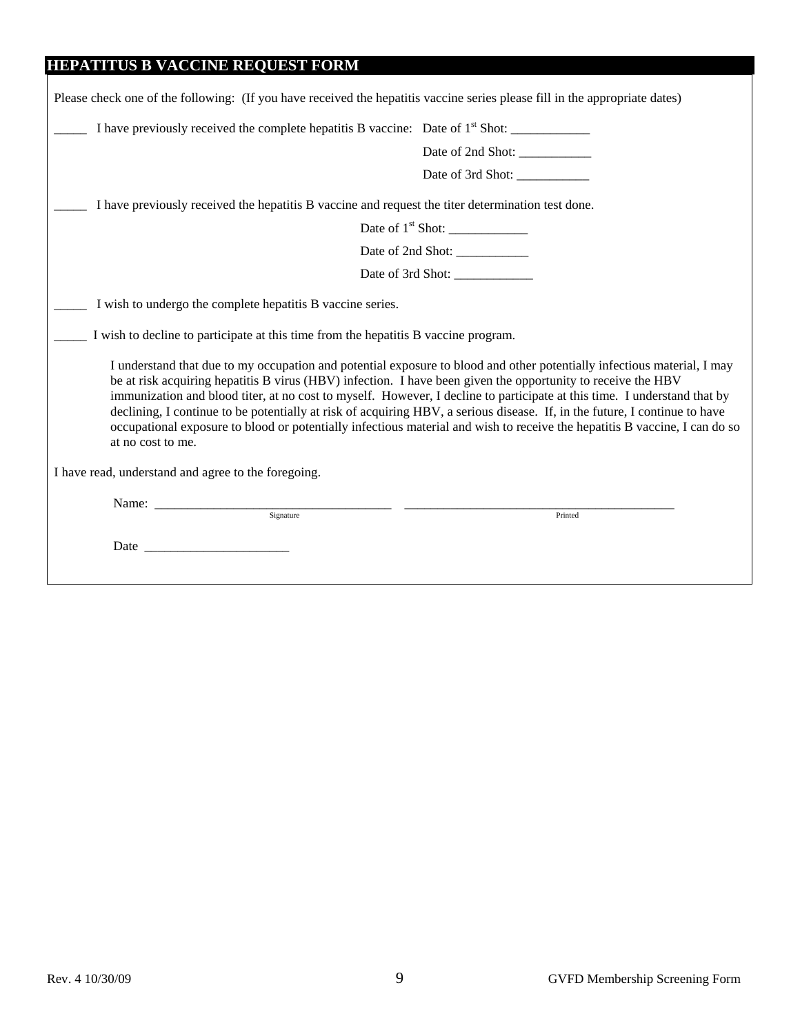## HEPATITUS B VACCINE REQUEST FORM

Please check one of the following: (If you have received the hepatitis vaccine series please fill in the appropriate dates)

_____ I have previously received the complete hepatitis B vaccine: Date of 1st Shot: ____________

Date of 2nd Shot: ___________

Date of 3rd Shot: ___________

_____ I have previously received the hepatitis B vaccine and request the titer determination test done.

Date of 1st Shot: ____________

Date of 2nd Shot: ___________

Date of 3rd Shot: ____________

_____ I wish to undergo the complete hepatitis B vaccine series.

_____ I wish to decline to participate at this time from the hepatitis B vaccine program.

I understand that due to my occupation and potential exposure to blood and other potentially infectious material, I may be at risk acquiring hepatitis B virus (HBV) infection. I have been given the opportunity to receive the HBV immunization and blood titer, at no cost to myself. However, I decline to participate at this time. I understand that by declining, I continue to be potentially at risk of acquiring HBV, a serious disease. If, in the future, I continue to have occupational exposure to blood or potentially infectious material and wish to receive the hepatitis B vaccine, I can do so at no cost to me.

I have read, understand and agree to the foregoing.

Name: ___________________________________ ________________________________________

Signature Printed

Date ______________________

Rev. 4 10/30/09 GVFD Membership Screening Form